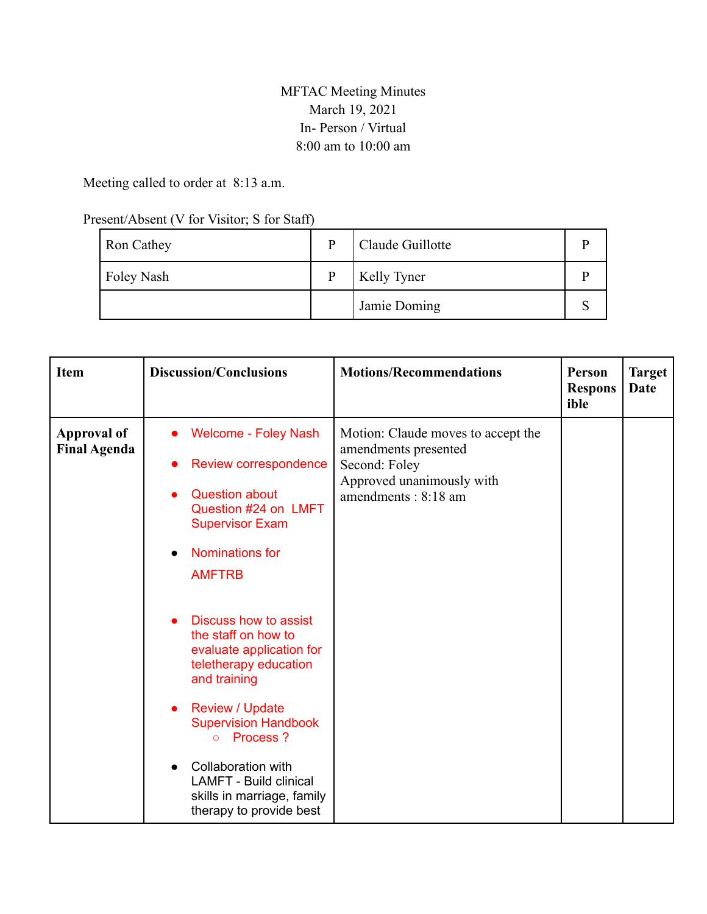MFTAC Meeting Minutes
March 19, 2021
In- Person / Virtual
8:00 am to 10:00 am

Meeting called to order at 8:13 a.m.

Present/Absent (V for Visitor; S for Staff)

| | | | |
|---|---|---|---|
| Ron Cathey | P | Claude Guillotte | P |
| Foley Nash | P | Kelly Tyner | P |
| | | Jamie Doming | S |

| Item | Discussion/Conclusions | Motions/Recommendations | Person Responsible | Target Date |
|---|---|---|---|---|
| **Approval of Final Agenda** | • Welcome - Foley Nash<br>• Review correspondence<br>• Question about Question #24 on LMFT Supervisor Exam<br>• Nominations for AMFTRB<br>• Discuss how to assist the staff on how to evaluate application for teletherapy education and training<br>• Review / Update Supervision Handbook<br>  ○ Process ?<br>• Collaboration with LAMFT - Build clinical skills in marriage, family therapy to provide best | Motion: Claude moves to accept the amendments presented<br>Second: Foley<br>Approved unanimously with amendments : 8:18 am | | |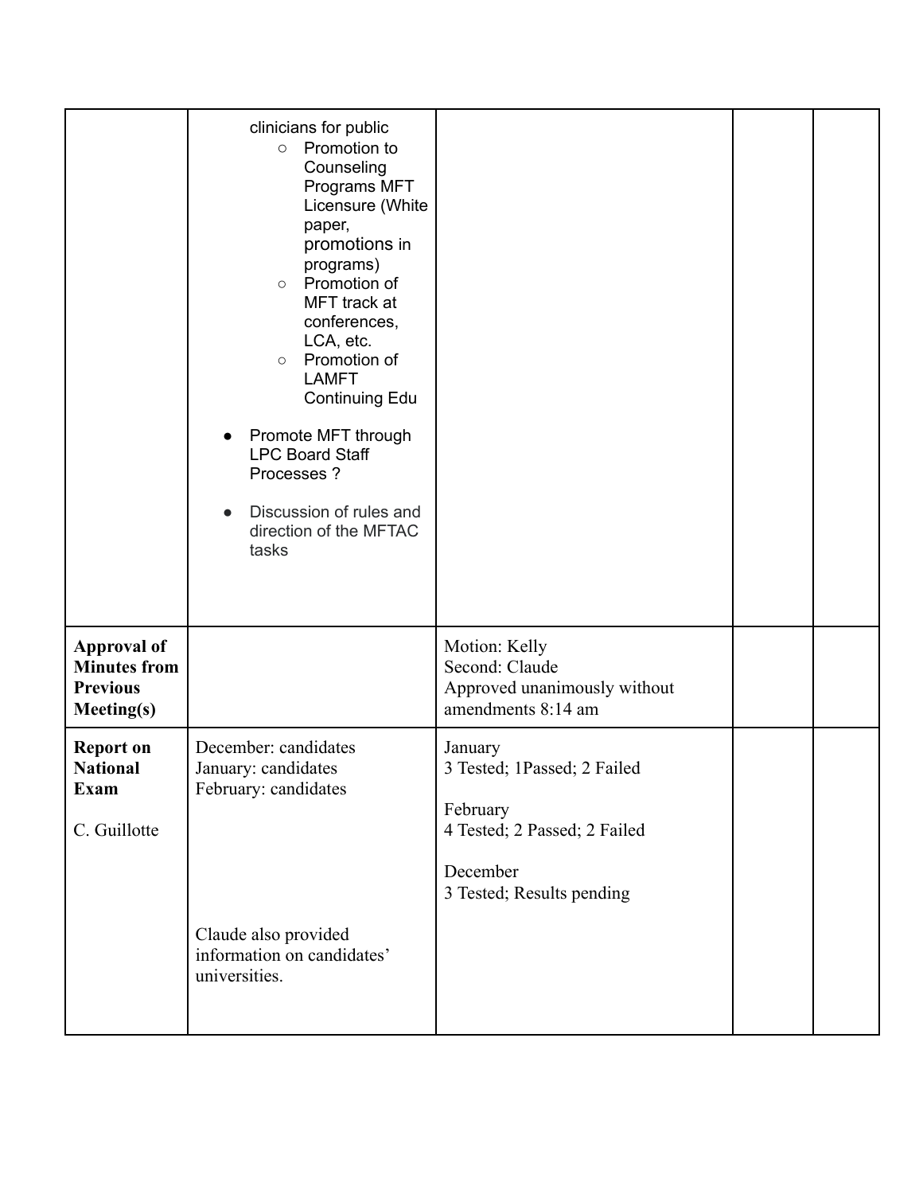| | | | | |
|---|---|---|---|---|
| | clinicians for public<br>○ Promotion to Counseling Programs MFT Licensure (White paper, promotions in programs)<br>○ Promotion of MFT track at conferences, LCA, etc.<br>○ Promotion of LAMFT Continuing Edu<br><br>● Promote MFT through LPC Board Staff Processes ?<br><br>● Discussion of rules and direction of the MFTAC tasks | | | |
| **Approval of Minutes from Previous Meeting(s)** | | Motion: Kelly<br>Second: Claude<br>Approved unanimously without amendments 8:14 am | | |
| **Report on National Exam**<br><br>C. Guillotte | December: candidates<br>January: candidates<br>February: candidates<br><br><br><br><br>Claude also provided information on candidates' universities. | January<br>3 Tested; 1Passed; 2 Failed<br><br>February<br>4 Tested; 2 Passed; 2 Failed<br><br>December<br>3 Tested; Results pending | | |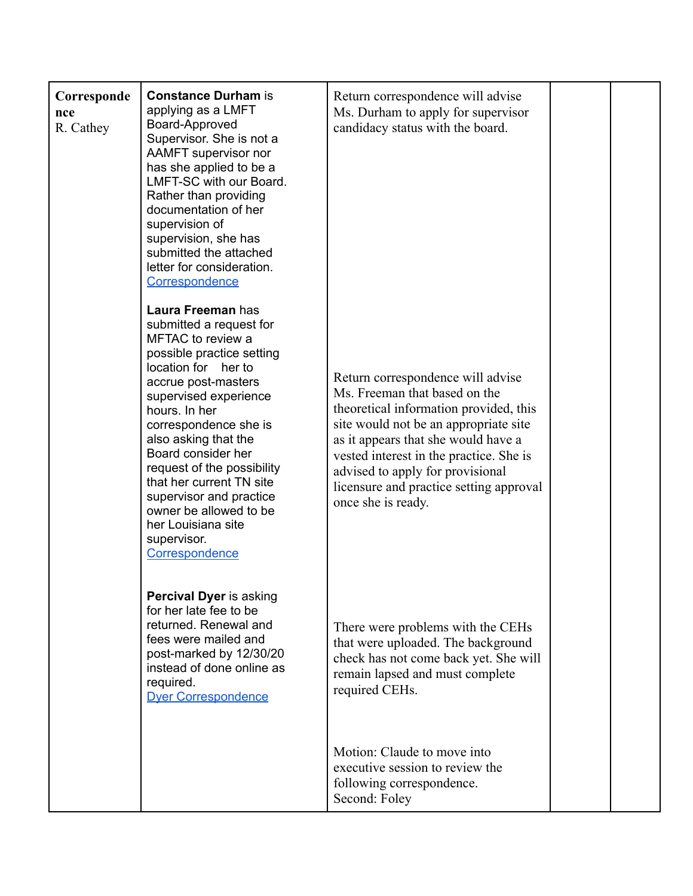| | | | | |
|---|---|---|---|---|
| **Correspondence** R. Cathey | **Constance Durham** is applying as a LMFT Board-Approved Supervisor. She is not a AAMFT supervisor nor has she applied to be a LMFT-SC with our Board. Rather than providing documentation of her supervision of supervision, she has submitted the attached letter for consideration. [Correspondence]<br><br>**Laura Freeman** has submitted a request for MFTAC to review a possible practice setting location for her to accrue post-masters supervised experience hours. In her correspondence she is also asking that the Board consider her request of the possibility that her current TN site supervisor and practice owner be allowed to be her Louisiana site supervisor. [Correspondence]<br><br>**Percival Dyer** is asking for her late fee to be returned. Renewal and fees were mailed and post-marked by 12/30/20 instead of done online as required. [Dyer Correspondence] | Return correspondence will advise Ms. Durham to apply for supervisor candidacy status with the board.<br><br>Return correspondence will advise Ms. Freeman that based on the theoretical information provided, this site would not be an appropriate site as it appears that she would have a vested interest in the practice. She is advised to apply for provisional licensure and practice setting approval once she is ready.<br><br>There were problems with the CEHs that were uploaded. The background check has not come back yet. She will remain lapsed and must complete required CEHs.<br><br>Motion: Claude to move into executive session to review the following correspondence.<br>Second: Foley | | |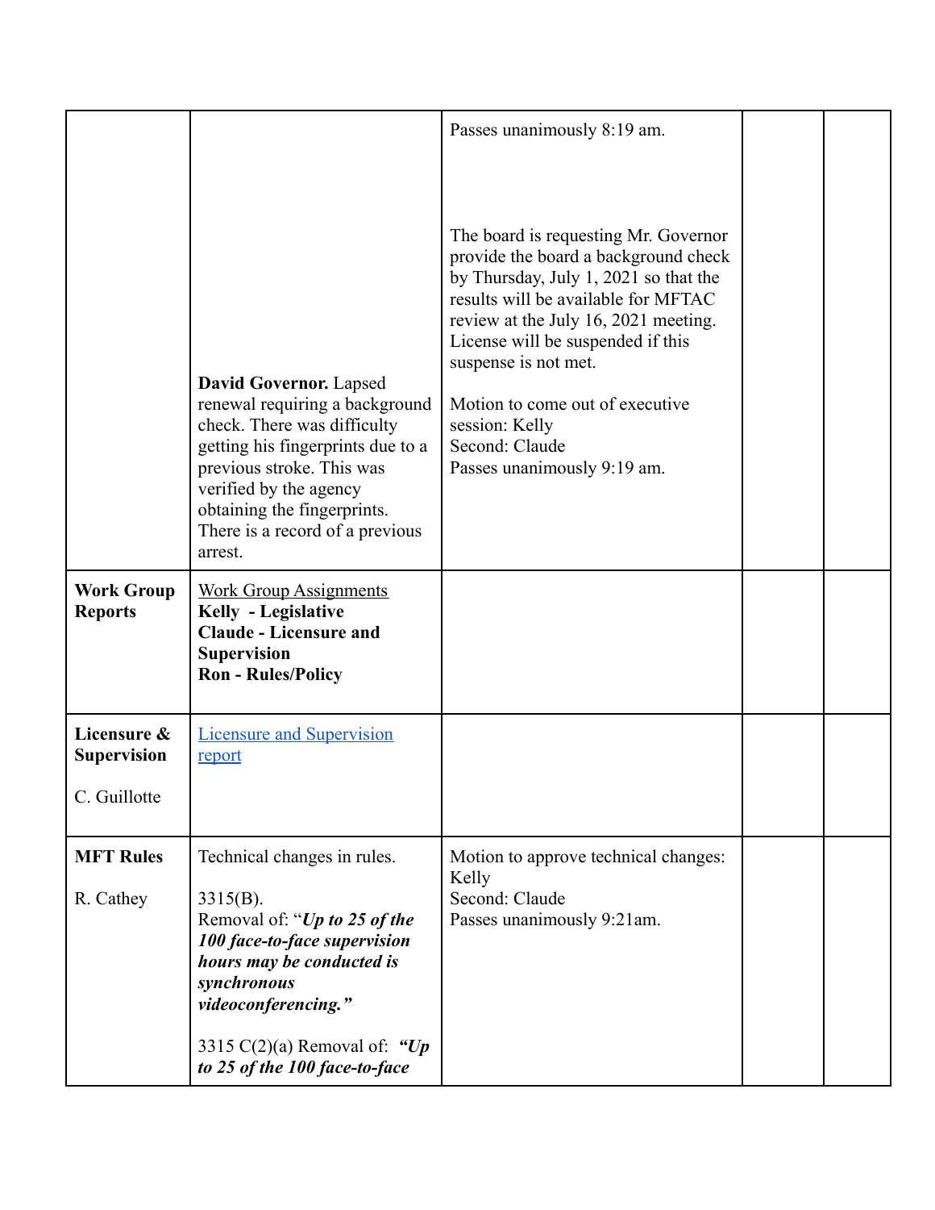| | | | | |
|---|---|---|---|---|
| | **David Governor.** Lapsed renewal requiring a background check. There was difficulty getting his fingerprints due to a previous stroke. This was verified by the agency obtaining the fingerprints. There is a record of a previous arrest. | Passes unanimously 8:19 am.<br><br>The board is requesting Mr. Governor provide the board a background check by Thursday, July 1, 2021 so that the results will be available for MFTAC review at the July 16, 2021 meeting. License will be suspended if this suspense is not met.<br><br>Motion to come out of executive session: Kelly<br>Second: Claude<br>Passes unanimously 9:19 am. | | |
| **Work Group Reports** | Work Group Assignments<br>**Kelly - Legislative**<br>**Claude - Licensure and Supervision**<br>**Ron - Rules/Policy** | | | |
| **Licensure & Supervision**<br><br>C. Guillotte | [Licensure and Supervision report]() | | | |
| **MFT Rules**<br><br>R. Cathey | Technical changes in rules.<br><br>3315(B).<br>Removal of: "***Up to 25 of the 100 face-to-face supervision hours may be conducted is synchronous videoconferencing.***"<br><br>3315 C(2)(a) Removal of: ***"Up to 25 of the 100 face-to-face*** | Motion to approve technical changes: Kelly<br>Second: Claude<br>Passes unanimously 9:21am. | | |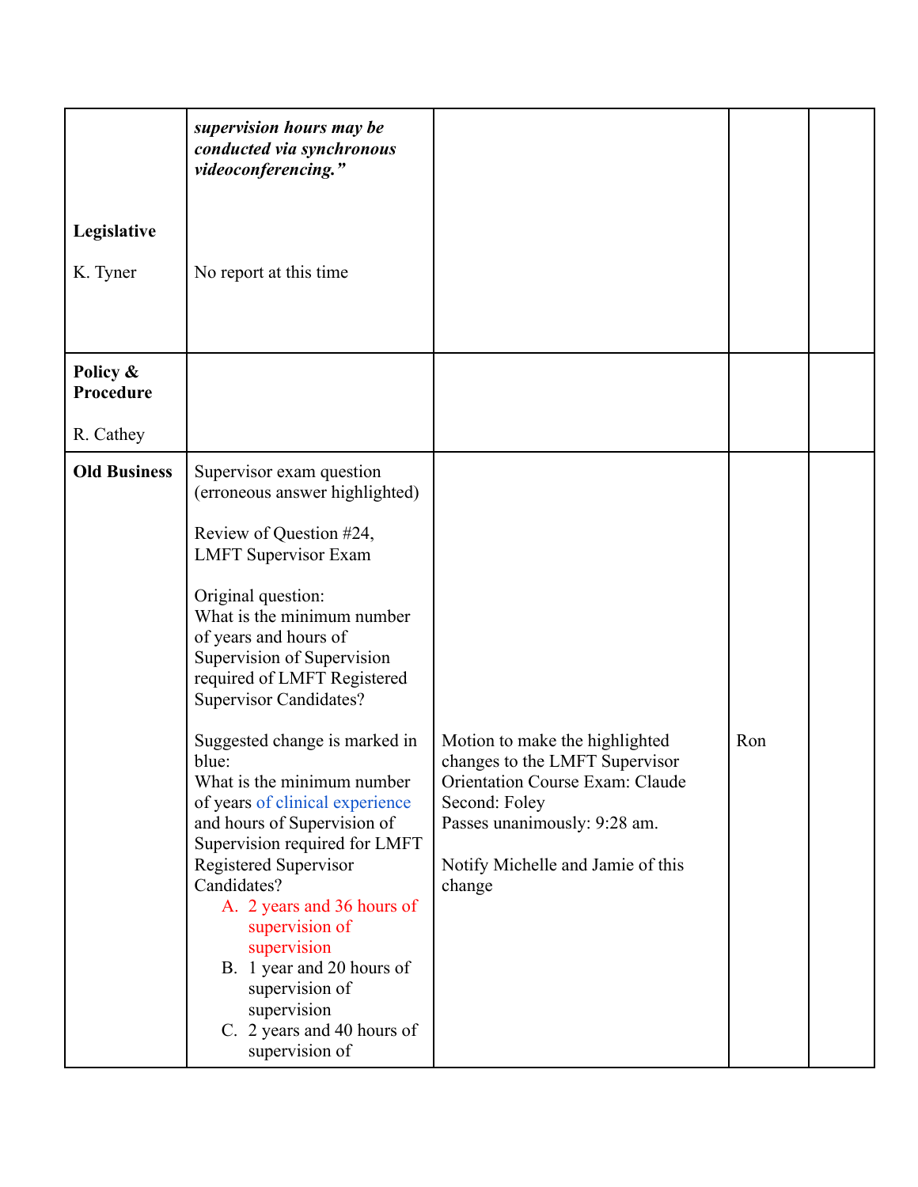| | | | | |
|---|---|---|---|---|
| **Legislative**<br><br>K. Tyner | ***supervision hours may be conducted via synchronous videoconferencing."***<br><br>No report at this time | | | |
| **Policy & Procedure**<br><br>R. Cathey | | | | |
| **Old Business** | Supervisor exam question (erroneous answer highlighted)<br><br>Review of Question #24, LMFT Supervisor Exam<br><br>Original question:<br>What is the minimum number of years and hours of Supervision of Supervision required of LMFT Registered Supervisor Candidates?<br><br>Suggested change is marked in blue:<br>What is the minimum number of years of clinical experience and hours of Supervision of Supervision required for LMFT Registered Supervisor Candidates?<br>A. 2 years and 36 hours of supervision of supervision<br>B. 1 year and 20 hours of supervision of supervision<br>C. 2 years and 40 hours of supervision of | Motion to make the highlighted changes to the LMFT Supervisor Orientation Course Exam: Claude<br>Second: Foley<br>Passes unanimously: 9:28 am.<br><br>Notify Michelle and Jamie of this change | Ron | |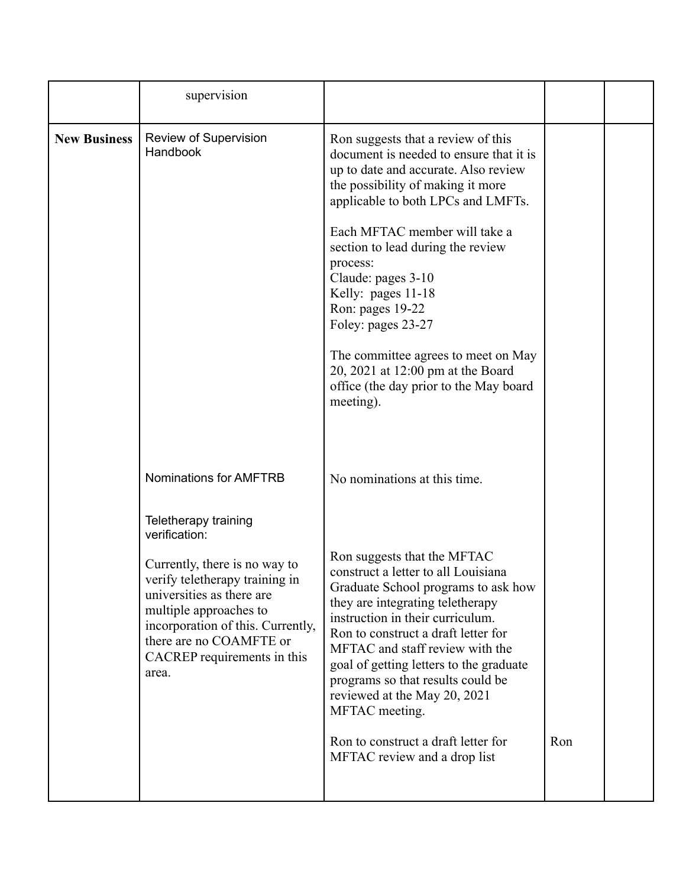| | | | | |
|---|---|---|---|---|
| | supervision | | | |
| **New Business** | Review of Supervision Handbook | Ron suggests that a review of this document is needed to ensure that it is up to date and accurate. Also review the possibility of making it more applicable to both LPCs and LMFTs.<br><br>Each MFTAC member will take a section to lead during the review process:<br>Claude: pages 3-10<br>Kelly: pages 11-18<br>Ron: pages 19-22<br>Foley: pages 23-27<br><br>The committee agrees to meet on May 20, 2021 at 12:00 pm at the Board office (the day prior to the May board meeting). | | |
| | Nominations for AMFTRB | No nominations at this time. | | |
| | Teletherapy training verification:<br><br>Currently, there is no way to verify teletherapy training in universities as there are multiple approaches to incorporation of this. Currently, there are no COAMFTE or CACREP requirements in this area. | Ron suggests that the MFTAC construct a letter to all Louisiana Graduate School programs to ask how they are integrating teletherapy instruction in their curriculum. Ron to construct a draft letter for MFTAC and staff review with the goal of getting letters to the graduate programs so that results could be reviewed at the May 20, 2021 MFTAC meeting.<br><br>Ron to construct a draft letter for MFTAC review and a drop list | Ron | |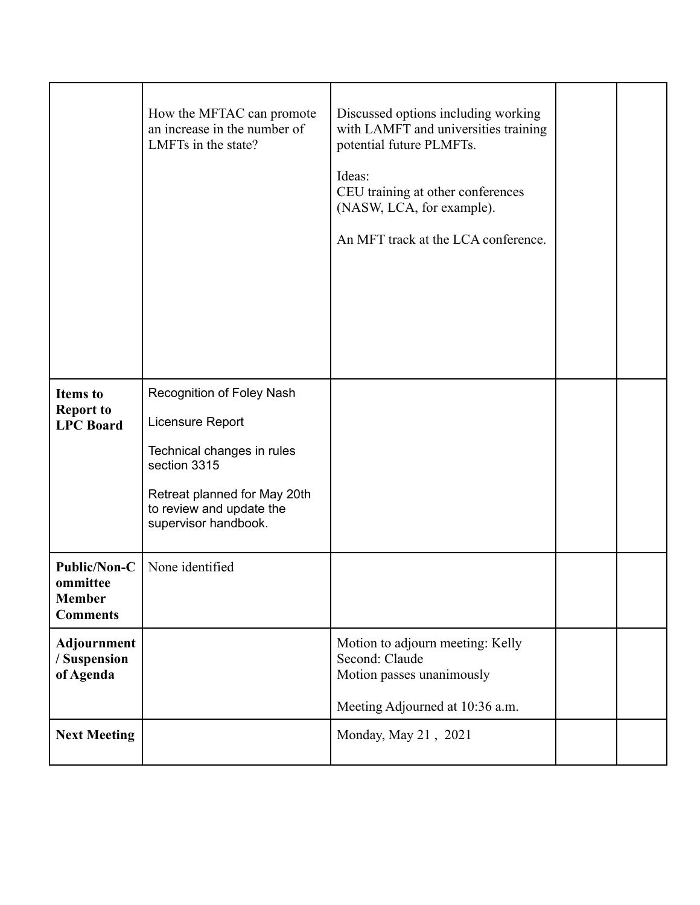| | | | | |
|---|---|---|---|---|
| | How the MFTAC can promote an increase in the number of LMFTs in the state? | Discussed options including working with LAMFT and universities training potential future PLMFTs.<br><br>Ideas:<br>CEU training at other conferences (NASW, LCA, for example).<br><br>An MFT track at the LCA conference. | | |
| **Items to Report to LPC Board** | Recognition of Foley Nash<br><br>Licensure Report<br><br>Technical changes in rules section 3315<br><br>Retreat planned for May 20th to review and update the supervisor handbook. | | | |
| **Public/Non-Committee Member Comments** | None identified | | | |
| **Adjournment / Suspension of Agenda** | | Motion to adjourn meeting: Kelly<br>Second: Claude<br>Motion passes unanimously<br><br>Meeting Adjourned at 10:36 a.m. | | |
| **Next Meeting** | | Monday, May 21 , 2021 | | |